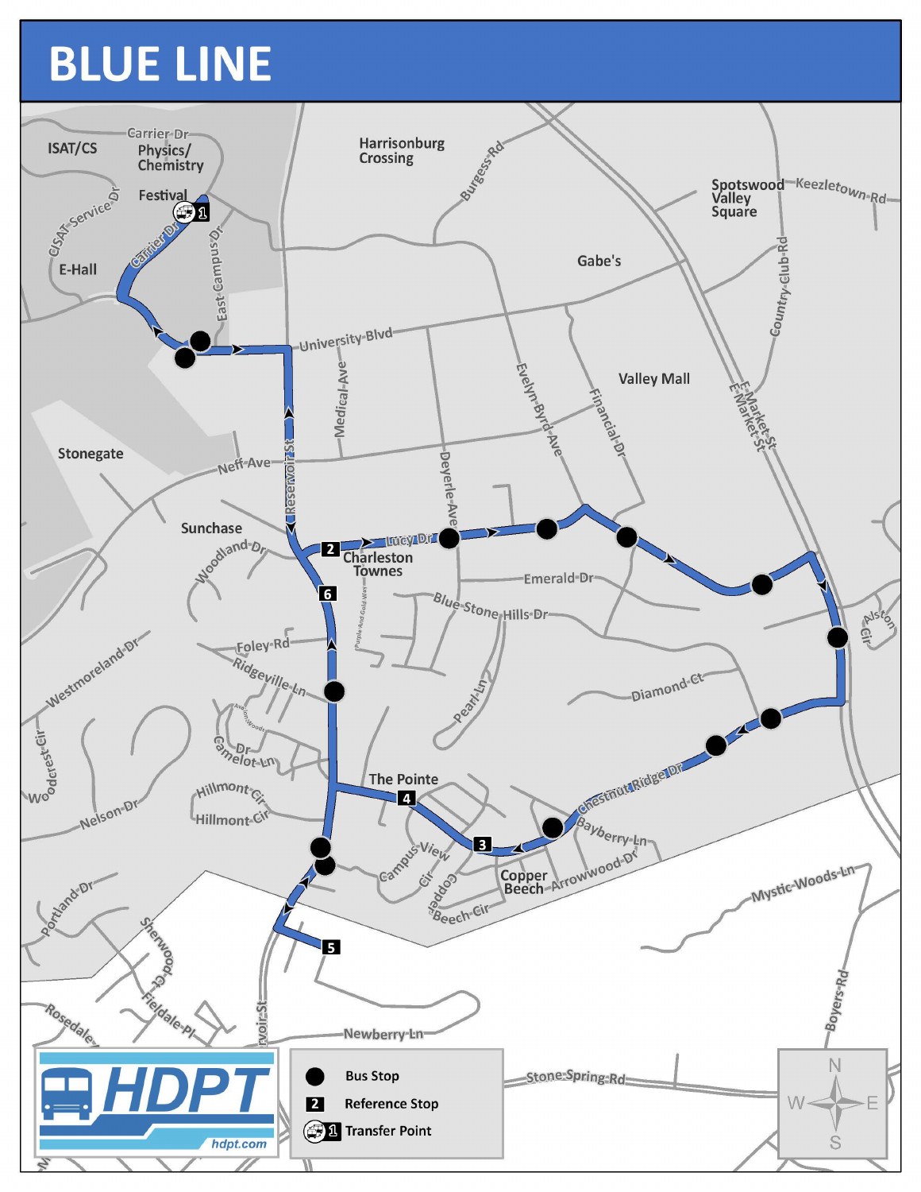# BLUE LINE

- Bus Stop
- 2 Reference Stop
- 1 Transfer Point

HDPT

hdpt.com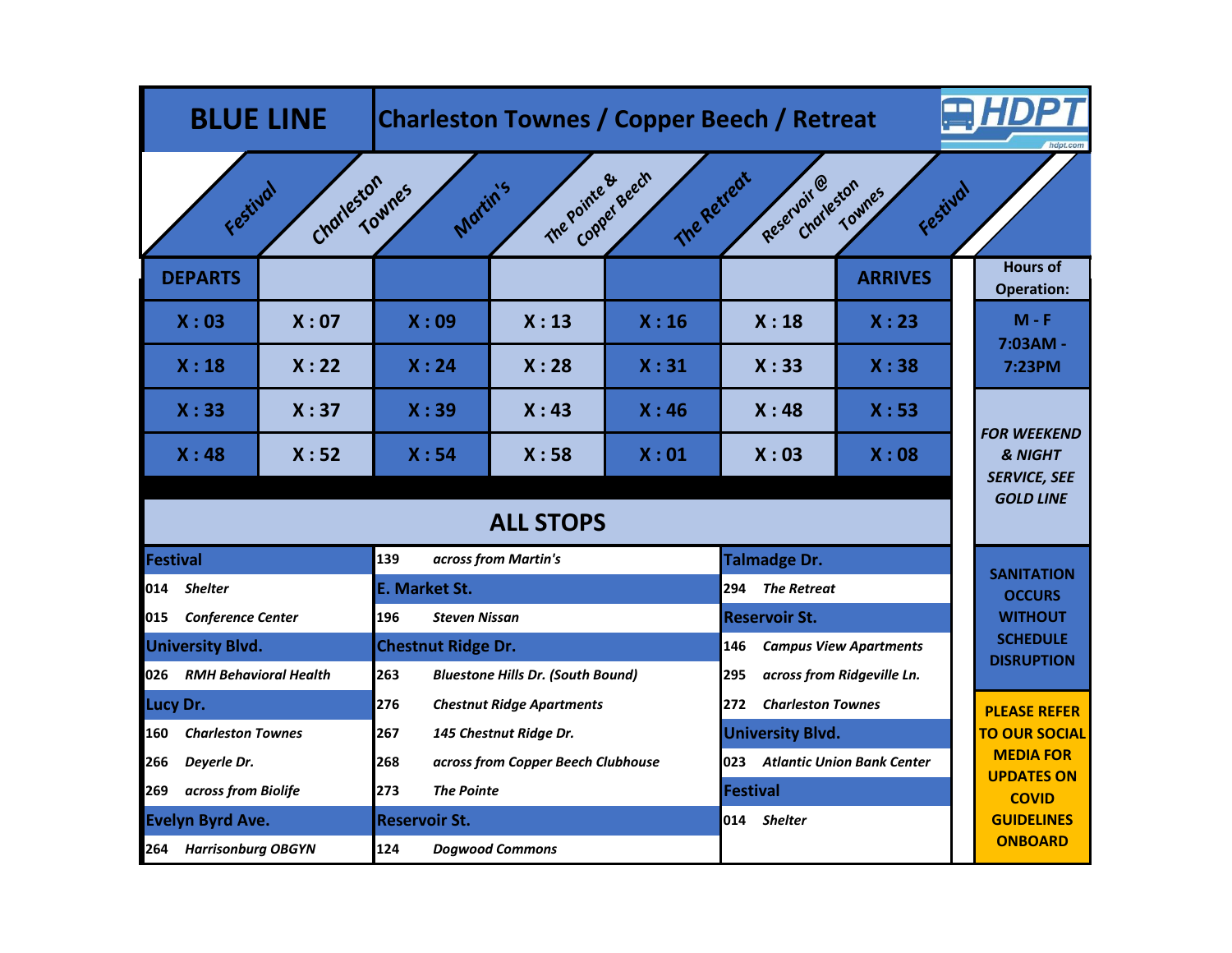# BLUE LINE

## Charleston Townes / Copper Beech / Retreat

HDPT

| Festival | Charleston Townes | Martin's | The Pointe & Copper Beech | The Retreat | Reservoir @ Charleston Townes | Festival |
|---|---|---|---|---|---|---|
| DEPARTS | | | | | | ARRIVES |
| X : 03 | X : 07 | X : 09 | X : 13 | X : 16 | X : 18 | X : 23 |
| X : 18 | X : 22 | X : 24 | X : 28 | X : 31 | X : 33 | X : 38 |
| X : 33 | X : 37 | X : 39 | X : 43 | X : 46 | X : 48 | X : 53 |
| X : 48 | X : 52 | X : 54 | X : 58 | X : 01 | X : 03 | X : 08 |

**Hours of Operation:**

**M - F 7:03AM - 7:23PM**

***FOR WEEKEND & NIGHT SERVICE, SEE GOLD LINE***

**SANITATION OCCURS WITHOUT SCHEDULE DISRUPTION**

**PLEASE REFER TO OUR SOCIAL MEDIA FOR UPDATES ON COVID GUIDELINES ONBOARD**

## ALL STOPS

**Festival**
- 014 *Shelter*
- 015 *Conference Center*

**University Blvd.**
- 026 *RMH Behavioral Health*

**Lucy Dr.**
- 160 *Charleston Townes*
- 266 *Deyerle Dr.*
- 269 *across from Biolife*

**Evelyn Byrd Ave.**
- 264 *Harrisonburg OBGYN*
- 139 *across from Martin's*

**E. Market St.**
- 196 *Steven Nissan*

**Chestnut Ridge Dr.**
- 263 *Bluestone Hills Dr. (South Bound)*
- 276 *Chestnut Ridge Apartments*
- 267 *145 Chestnut Ridge Dr.*
- 268 *across from Copper Beech Clubhouse*
- 273 *The Pointe*

**Reservoir St.**
- 124 *Dogwood Commons*

**Talmadge Dr.**
- 294 *The Retreat*

**Reservoir St.**
- 146 *Campus View Apartments*
- 295 *across from Ridgeville Ln.*
- 272 *Charleston Townes*

**University Blvd.**
- 023 *Atlantic Union Bank Center*

**Festival**
- 014 *Shelter*